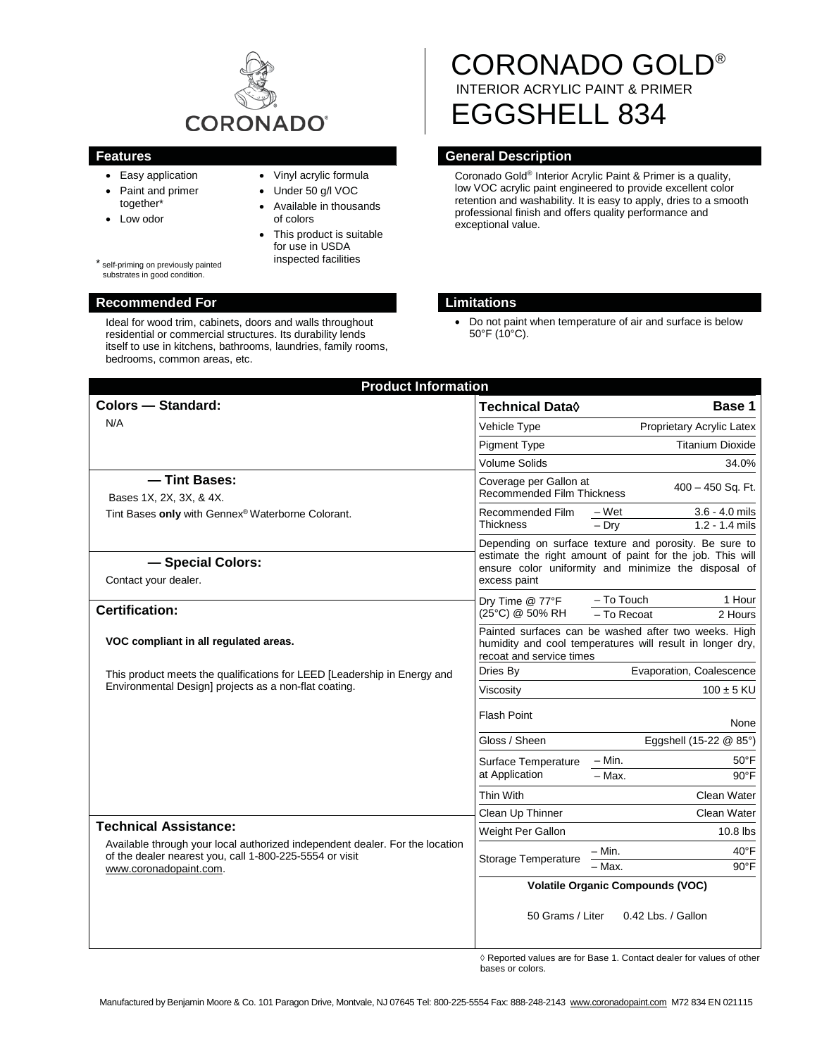CORONADO

# CORONADO GOLD®

INTERIOR ACRYLIC PAINT & PRIMER

# EGGSHELL 834

## Features

- Easy application
- Paint and primer together*
- Low odor
- Vinyl acrylic formula
- Under 50 g/l VOC
- Available in thousands of colors
- This product is suitable for use in USDA inspected facilities

* self-priming on previously painted substrates in good condition.

## General Description

Coronado Gold® Interior Acrylic Paint & Primer is a quality, low VOC acrylic paint engineered to provide excellent color retention and washability. It is easy to apply, dries to a smooth professional finish and offers quality performance and exceptional value.

## Recommended For

Ideal for wood trim, cabinets, doors and walls throughout residential or commercial structures. Its durability lends itself to use in kitchens, bathrooms, laundries, family rooms, bedrooms, common areas, etc.

## Limitations

- Do not paint when temperature of air and surface is below 50°F (10°C).

## Product Information

### Colors — Standard:

N/A

### — Tint Bases:

Bases 1X, 2X, 3X, & 4X.

Tint Bases **only** with Gennex® Waterborne Colorant.

### — Special Colors:

Contact your dealer.

### Certification:

**VOC compliant in all regulated areas.**

This product meets the qualifications for LEED [Leadership in Energy and Environmental Design] projects as a non-flat coating.

### Technical Assistance:

Available through your local authorized independent dealer. For the location of the dealer nearest you, call 1-800-225-5554 or visit www.coronadopaint.com.

| Technical Data◊ | | Base 1 |
|---|---|---|
| Vehicle Type | | Proprietary Acrylic Latex |
| Pigment Type | | Titanium Dioxide |
| Volume Solids | | 34.0% |
| Coverage per Gallon at Recommended Film Thickness | | 400 – 450 Sq. Ft. |
| Recommended Film Thickness | – Wet | 3.6 - 4.0 mils |
| | – Dry | 1.2 - 1.4 mils |
| Depending on surface texture and porosity. Be sure to estimate the right amount of paint for the job. This will ensure color uniformity and minimize the disposal of excess paint | | |
| Dry Time @ 77°F (25°C) @ 50% RH | – To Touch | 1 Hour |
| | – To Recoat | 2 Hours |
| Painted surfaces can be washed after two weeks. High humidity and cool temperatures will result in longer dry, recoat and service times | | |
| Dries By | | Evaporation, Coalescence |
| Viscosity | | 100 ± 5 KU |
| Flash Point | | None |
| Gloss / Sheen | | Eggshell (15-22 @ 85°) |
| Surface Temperature at Application | – Min. | 50°F |
| | – Max. | 90°F |
| Thin With | | Clean Water |
| Clean Up Thinner | | Clean Water |
| Weight Per Gallon | | 10.8 lbs |
| Storage Temperature | – Min. | 40°F |
| | – Max. | 90°F |
| Volatile Organic Compounds (VOC) | | |
| 50 Grams / Liter | | 0.42 Lbs. / Gallon |

◊ Reported values are for Base 1. Contact dealer for values of other bases or colors.

Manufactured by Benjamin Moore & Co. 101 Paragon Drive, Montvale, NJ 07645 Tel: 800-225-5554 Fax: 888-248-2143 www.coronadopaint.com M72 834 EN 021115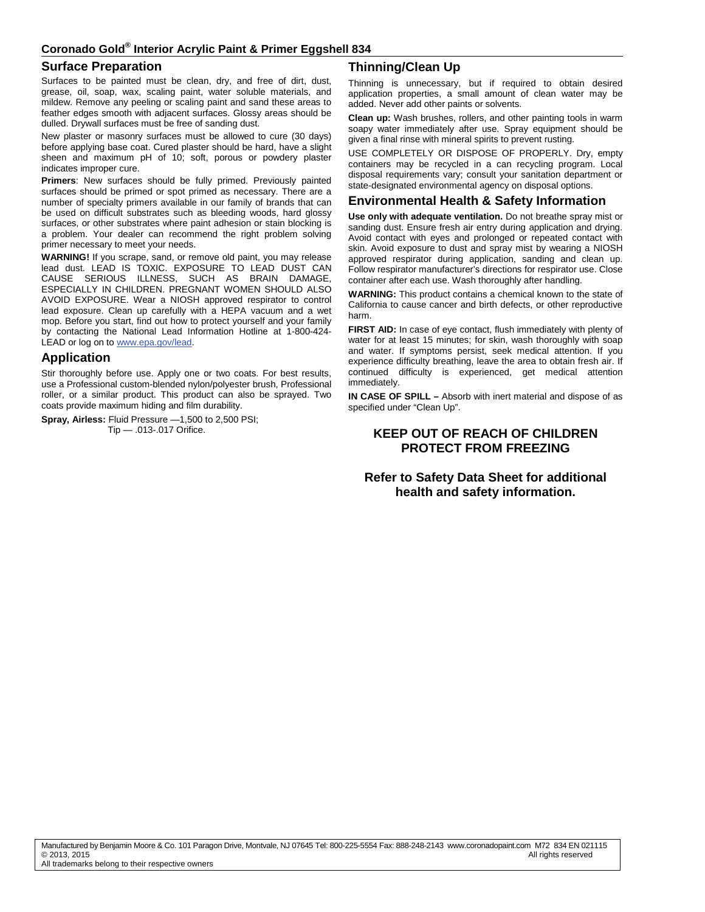# Coronado Gold® Interior Acrylic Paint & Primer Eggshell 834

## Surface Preparation

Surfaces to be painted must be clean, dry, and free of dirt, dust, grease, oil, soap, wax, scaling paint, water soluble materials, and mildew. Remove any peeling or scaling paint and sand these areas to feather edges smooth with adjacent surfaces. Glossy areas should be dulled. Drywall surfaces must be free of sanding dust.

New plaster or masonry surfaces must be allowed to cure (30 days) before applying base coat. Cured plaster should be hard, have a slight sheen and maximum pH of 10; soft, porous or powdery plaster indicates improper cure.

**Primers**: New surfaces should be fully primed. Previously painted surfaces should be primed or spot primed as necessary. There are a number of specialty primers available in our family of brands that can be used on difficult substrates such as bleeding woods, hard glossy surfaces, or other substrates where paint adhesion or stain blocking is a problem. Your dealer can recommend the right problem solving primer necessary to meet your needs.

**WARNING!** If you scrape, sand, or remove old paint, you may release lead dust. LEAD IS TOXIC. EXPOSURE TO LEAD DUST CAN CAUSE SERIOUS ILLNESS, SUCH AS BRAIN DAMAGE, ESPECIALLY IN CHILDREN. PREGNANT WOMEN SHOULD ALSO AVOID EXPOSURE. Wear a NIOSH approved respirator to control lead exposure. Clean up carefully with a HEPA vacuum and a wet mop. Before you start, find out how to protect yourself and your family by contacting the National Lead Information Hotline at 1-800-424-LEAD or log on to www.epa.gov/lead.

## Application

Stir thoroughly before use. Apply one or two coats. For best results, use a Professional custom-blended nylon/polyester brush, Professional roller, or a similar product. This product can also be sprayed. Two coats provide maximum hiding and film durability.

**Spray, Airless:** Fluid Pressure —1,500 to 2,500 PSI;
Tip — .013-.017 Orifice.

## Thinning/Clean Up

Thinning is unnecessary, but if required to obtain desired application properties, a small amount of clean water may be added. Never add other paints or solvents.

**Clean up:** Wash brushes, rollers, and other painting tools in warm soapy water immediately after use. Spray equipment should be given a final rinse with mineral spirits to prevent rusting.

USE COMPLETELY OR DISPOSE OF PROPERLY. Dry, empty containers may be recycled in a can recycling program. Local disposal requirements vary; consult your sanitation department or state-designated environmental agency on disposal options.

## Environmental Health & Safety Information

**Use only with adequate ventilation.** Do not breathe spray mist or sanding dust. Ensure fresh air entry during application and drying. Avoid contact with eyes and prolonged or repeated contact with skin. Avoid exposure to dust and spray mist by wearing a NIOSH approved respirator during application, sanding and clean up. Follow respirator manufacturer's directions for respirator use. Close container after each use. Wash thoroughly after handling.

**WARNING:** This product contains a chemical known to the state of California to cause cancer and birth defects, or other reproductive harm.

**FIRST AID:** In case of eye contact, flush immediately with plenty of water for at least 15 minutes; for skin, wash thoroughly with soap and water. If symptoms persist, seek medical attention. If you experience difficulty breathing, leave the area to obtain fresh air. If continued difficulty is experienced, get medical attention immediately.

**IN CASE OF SPILL –** Absorb with inert material and dispose of as specified under "Clean Up".

**KEEP OUT OF REACH OF CHILDREN**
**PROTECT FROM FREEZING**

**Refer to Safety Data Sheet for additional health and safety information.**

Manufactured by Benjamin Moore & Co. 101 Paragon Drive, Montvale, NJ 07645 Tel: 800-225-5554 Fax: 888-248-2143 www.coronadopaint.com M72 834 EN 021115
© 2013, 2015 All rights reserved
All trademarks belong to their respective owners